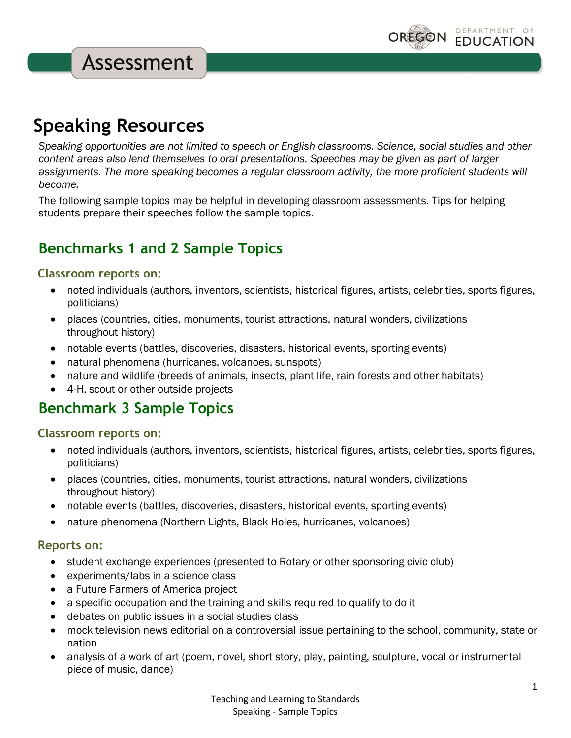# Assessment

## Speaking Resources

*Speaking opportunities are not limited to speech or English classrooms. Science, social studies and other content areas also lend themselves to oral presentations. Speeches may be given as part of larger assignments. The more speaking becomes a regular classroom activity, the more proficient students will become.*

The following sample topics may be helpful in developing classroom assessments. Tips for helping students prepare their speeches follow the sample topics.

## Benchmarks 1 and 2 Sample Topics

### Classroom reports on:

- noted individuals (authors, inventors, scientists, historical figures, artists, celebrities, sports figures, politicians)
- places (countries, cities, monuments, tourist attractions, natural wonders, civilizations throughout history)
- notable events (battles, discoveries, disasters, historical events, sporting events)
- natural phenomena (hurricanes, volcanoes, sunspots)
- nature and wildlife (breeds of animals, insects, plant life, rain forests and other habitats)
- 4-H, scout or other outside projects

## Benchmark 3 Sample Topics

### Classroom reports on:

- noted individuals (authors, inventors, scientists, historical figures, artists, celebrities, sports figures, politicians)
- places (countries, cities, monuments, tourist attractions, natural wonders, civilizations throughout history)
- notable events (battles, discoveries, disasters, historical events, sporting events)
- nature phenomena (Northern Lights, Black Holes, hurricanes, volcanoes)

### Reports on:

- student exchange experiences (presented to Rotary or other sponsoring civic club)
- experiments/labs in a science class
- a Future Farmers of America project
- a specific occupation and the training and skills required to qualify to do it
- debates on public issues in a social studies class
- mock television news editorial on a controversial issue pertaining to the school, community, state or nation
- analysis of a work of art (poem, novel, short story, play, painting, sculpture, vocal or instrumental piece of music, dance)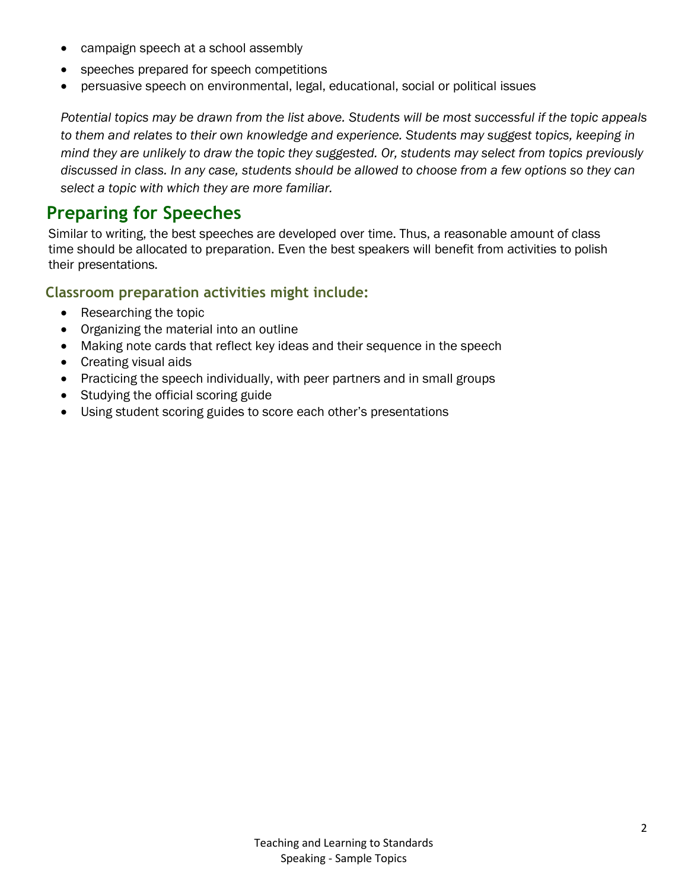- campaign speech at a school assembly
- speeches prepared for speech competitions
- persuasive speech on environmental, legal, educational, social or political issues

*Potential topics may be drawn from the list above. Students will be most successful if the topic appeals to them and relates to their own knowledge and experience. Students may suggest topics, keeping in mind they are unlikely to draw the topic they suggested. Or, students may select from topics previously discussed in class. In any case, students should be allowed to choose from a few options so they can select a topic with which they are more familiar.*

## Preparing for Speeches

Similar to writing, the best speeches are developed over time. Thus, a reasonable amount of class time should be allocated to preparation. Even the best speakers will benefit from activities to polish their presentations.

### Classroom preparation activities might include:

- Researching the topic
- Organizing the material into an outline
- Making note cards that reflect key ideas and their sequence in the speech
- Creating visual aids
- Practicing the speech individually, with peer partners and in small groups
- Studying the official scoring guide
- Using student scoring guides to score each other's presentations